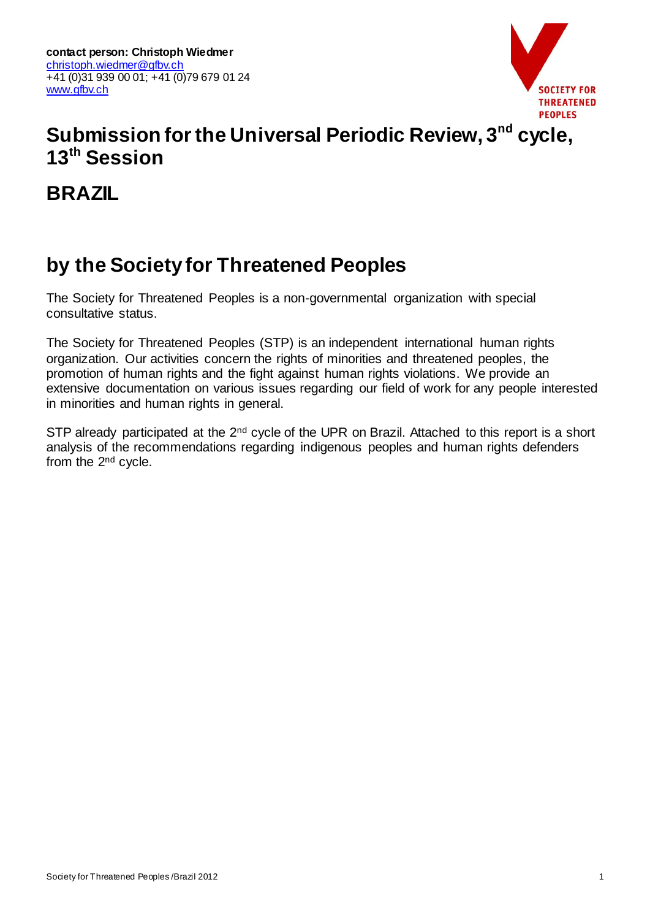**contact person: Christoph Wiedmer**
christoph.wiedmer@gfbv.ch
+41 (0)31 939 00 01; +41 (0)79 679 01 24
www.gfbv.ch

SOCIETY FOR THREATENED PEOPLES

# Submission for the Universal Periodic Review, 3[nd] cycle, 13[th] Session

# BRAZIL

# by the Society for Threatened Peoples

The Society for Threatened Peoples is a non-governmental organization with special consultative status.

The Society for Threatened Peoples (STP) is an independent international human rights organization. Our activities concern the rights of minorities and threatened peoples, the promotion of human rights and the fight against human rights violations. We provide an extensive documentation on various issues regarding our field of work for any people interested in minorities and human rights in general.

STP already participated at the 2[nd] cycle of the UPR on Brazil. Attached to this report is a short analysis of the recommendations regarding indigenous peoples and human rights defenders from the 2[nd] cycle.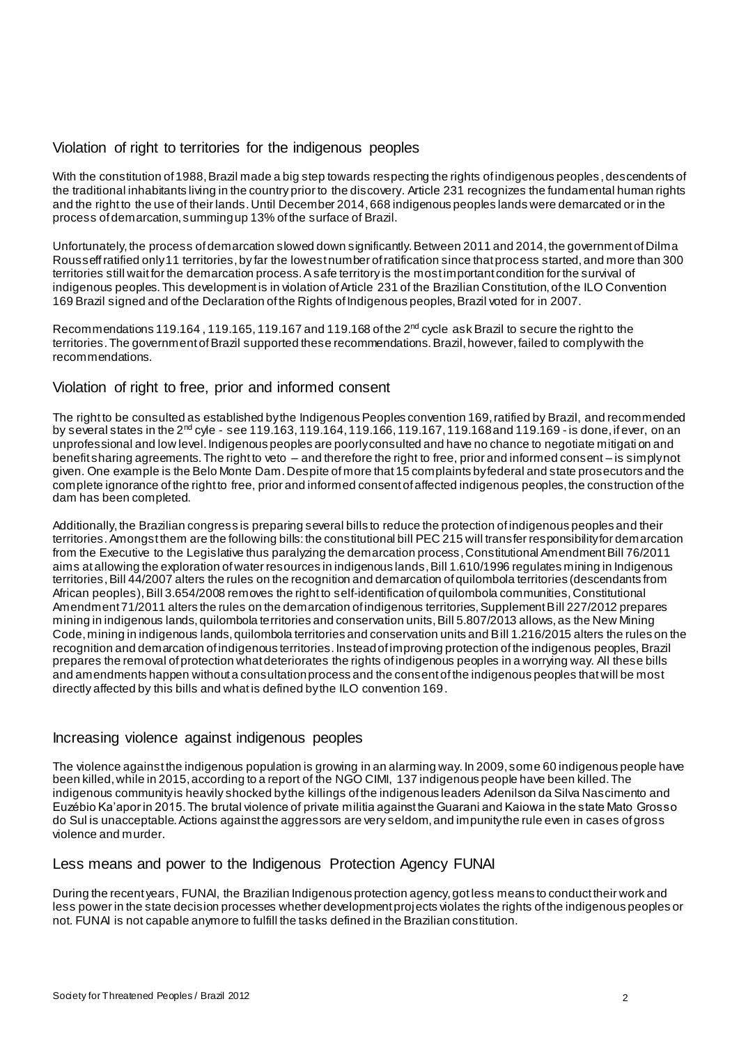## Violation of right to territories for the indigenous peoples

With the constitution of 1988, Brazil made a big step towards respecting the rights of indigenous peoples, descendents of the traditional inhabitants living in the country prior to the discovery. Article 231 recognizes the fundamental human rights and the right to the use of their lands. Until December 2014, 668 indigenous peoples lands were demarcated or in the process of demarcation, summing up 13% of the surface of Brazil.

Unfortunately, the process of demarcation slowed down significantly. Between 2011 and 2014, the government of Dilma Rousseff ratified only 11 territories, by far the lowest number of ratification since that process started, and more than 300 territories still wait for the demarcation process. A safe territory is the most important condition for the survival of indigenous peoples. This development is in violation of Article 231 of the Brazilian Constitution, of the ILO Convention 169 Brazil signed and of the Declaration of the Rights of Indigenous peoples, Brazil voted for in 2007.

Recommendations 119.164 , 119.165, 119.167 and 119.168 of the 2nd cycle ask Brazil to secure the right to the territories. The government of Brazil supported these recommendations. Brazil, however, failed to comply with the recommendations.

## Violation of right to free, prior and informed consent

The right to be consulted as established by the Indigenous Peoples convention 169, ratified by Brazil, and recommended by several states in the 2nd cyle - see 119.163, 119.164, 119.166, 119.167, 119.168 and 119.169 - is done, if ever, on an unprofessional and low level. Indigenous peoples are poorly consulted and have no chance to negotiate mitigation and benefit sharing agreements. The right to veto – and therefore the right to free, prior and informed consent – is simply not given. One example is the Belo Monte Dam. Despite of more that 15 complaints by federal and state prosecutors and the complete ignorance of the right to free, prior and informed consent of affected indigenous peoples, the construction of the dam has been completed.

Additionally, the Brazilian congress is preparing several bills to reduce the protection of indigenous peoples and their territories. Amongst them are the following bills: the constitutional bill PEC 215 will transfer responsibility for demarcation from the Executive to the Legislative thus paralyzing the demarcation process, Constitutional Amendment Bill 76/2011 aims at allowing the exploration of water resources in indigenous lands, Bill 1.610/1996 regulates mining in Indigenous territories, Bill 44/2007 alters the rules on the recognition and demarcation of quilombola territories (descendants from African peoples), Bill 3.654/2008 removes the right to self-identification of quilombola communities, Constitutional Amendment 71/2011 alters the rules on the demarcation of indigenous territories, Supplement Bill 227/2012 prepares mining in indigenous lands, quilombola territories and conservation units, Bill 5.807/2013 allows, as the New Mining Code, mining in indigenous lands, quilombola territories and conservation units and Bill 1.216/2015 alters the rules on the recognition and demarcation of indigenous territories. Instead of improving protection of the indigenous peoples, Brazil prepares the removal of protection what deteriorates the rights of indigenous peoples in a worrying way. All these bills and amendments happen without a consultation process and the consent of the indigenous peoples that will be most directly affected by this bills and what is defined by the ILO convention 169.

## Increasing violence against indigenous peoples

The violence against the indigenous population is growing in an alarming way. In 2009, some 60 indigenous people have been killed, while in 2015, according to a report of the NGO CIMI, 137 indigenous people have been killed. The indigenous community is heavily shocked by the killings of the indigenous leaders Adenilson da Silva Nascimento and Euzébio Ka'apor in 2015. The brutal violence of private militia against the Guarani and Kaiowa in the state Mato Grosso do Sul is unacceptable. Actions against the aggressors are very seldom, and impunity the rule even in cases of gross violence and murder.

## Less means and power to the Indigenous Protection Agency FUNAI

During the recent years, FUNAI, the Brazilian Indigenous protection agency, got less means to conduct their work and less power in the state decision processes whether development projects violates the rights of the indigenous peoples or not. FUNAI is not capable anymore to fulfill the tasks defined in the Brazilian constitution.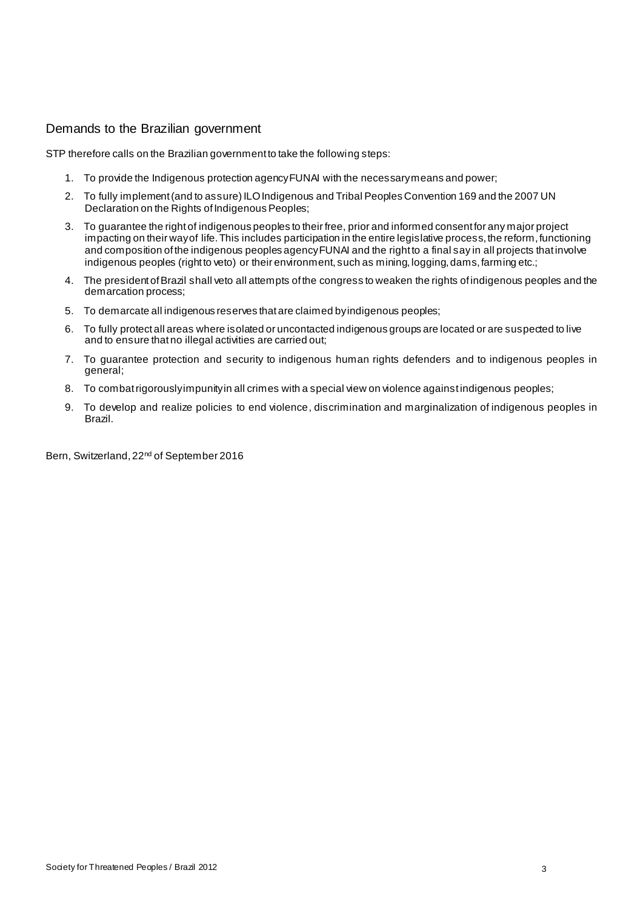## Demands to the Brazilian government

STP therefore calls on the Brazilian government to take the following steps:

1. To provide the Indigenous protection agency FUNAI with the necessary means and power;
2. To fully implement (and to assure) ILO Indigenous and Tribal Peoples Convention 169 and the 2007 UN Declaration on the Rights of Indigenous Peoples;
3. To guarantee the right of indigenous peoples to their free, prior and informed consent for any major project impacting on their way of life. This includes participation in the entire legislative process, the reform, functioning and composition of the indigenous peoples agency FUNAI and the right to a final say in all projects that involve indigenous peoples (right to veto) or their environment, such as mining, logging, dams, farming etc.;
4. The president of Brazil shall veto all attempts of the congress to weaken the rights of indigenous peoples and the demarcation process;
5. To demarcate all indigenous reserves that are claimed by indigenous peoples;
6. To fully protect all areas where isolated or uncontacted indigenous groups are located or are suspected to live and to ensure that no illegal activities are carried out;
7. To guarantee protection and security to indigenous human rights defenders and to indigenous peoples in general;
8. To combat rigorously impunity in all crimes with a special view on violence against indigenous peoples;
9. To develop and realize policies to end violence, discrimination and marginalization of indigenous peoples in Brazil.

Bern, Switzerland, 22nd of September 2016